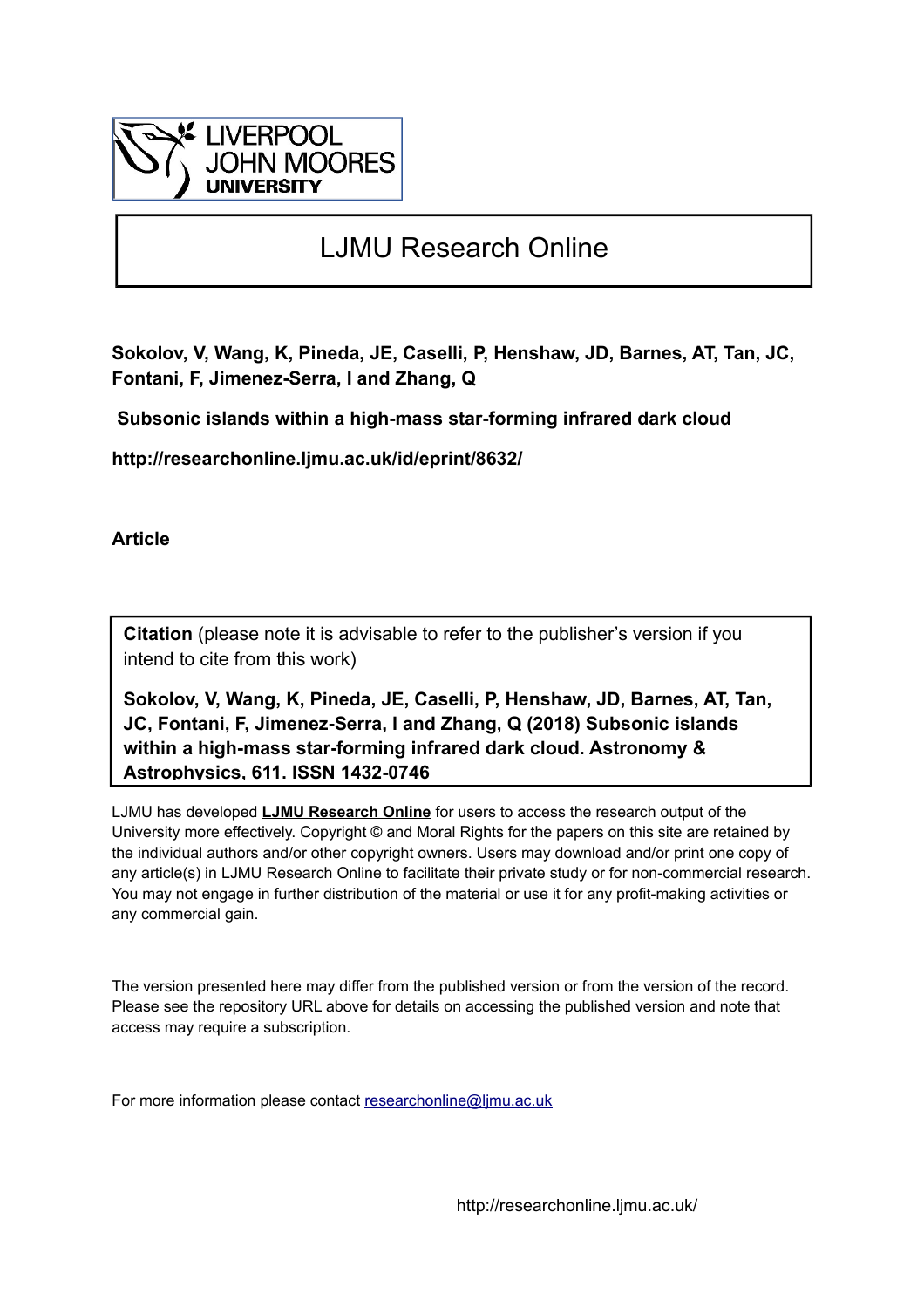LIVERPOOL
JOHN MOORES
UNIVERSITY

# LJMU Research Online

**Sokolov, V, Wang, K, Pineda, JE, Caselli, P, Henshaw, JD, Barnes, AT, Tan, JC, Fontani, F, Jimenez-Serra, I and Zhang, Q**

**Subsonic islands within a high-mass star-forming infrared dark cloud**

**http://researchonline.ljmu.ac.uk/id/eprint/8632/**

**Article**

**Citation** (please note it is advisable to refer to the publisher's version if you intend to cite from this work)

**Sokolov, V, Wang, K, Pineda, JE, Caselli, P, Henshaw, JD, Barnes, AT, Tan, JC, Fontani, F, Jimenez-Serra, I and Zhang, Q (2018) Subsonic islands within a high-mass star-forming infrared dark cloud. Astronomy & Astrophysics, 611. ISSN 1432-0746**

LJMU has developed **LJMU Research Online** for users to access the research output of the University more effectively. Copyright © and Moral Rights for the papers on this site are retained by the individual authors and/or other copyright owners. Users may download and/or print one copy of any article(s) in LJMU Research Online to facilitate their private study or for non-commercial research. You may not engage in further distribution of the material or use it for any profit-making activities or any commercial gain.

The version presented here may differ from the published version or from the version of the record. Please see the repository URL above for details on accessing the published version and note that access may require a subscription.

For more information please contact researchonline@ljmu.ac.uk

http://researchonline.ljmu.ac.uk/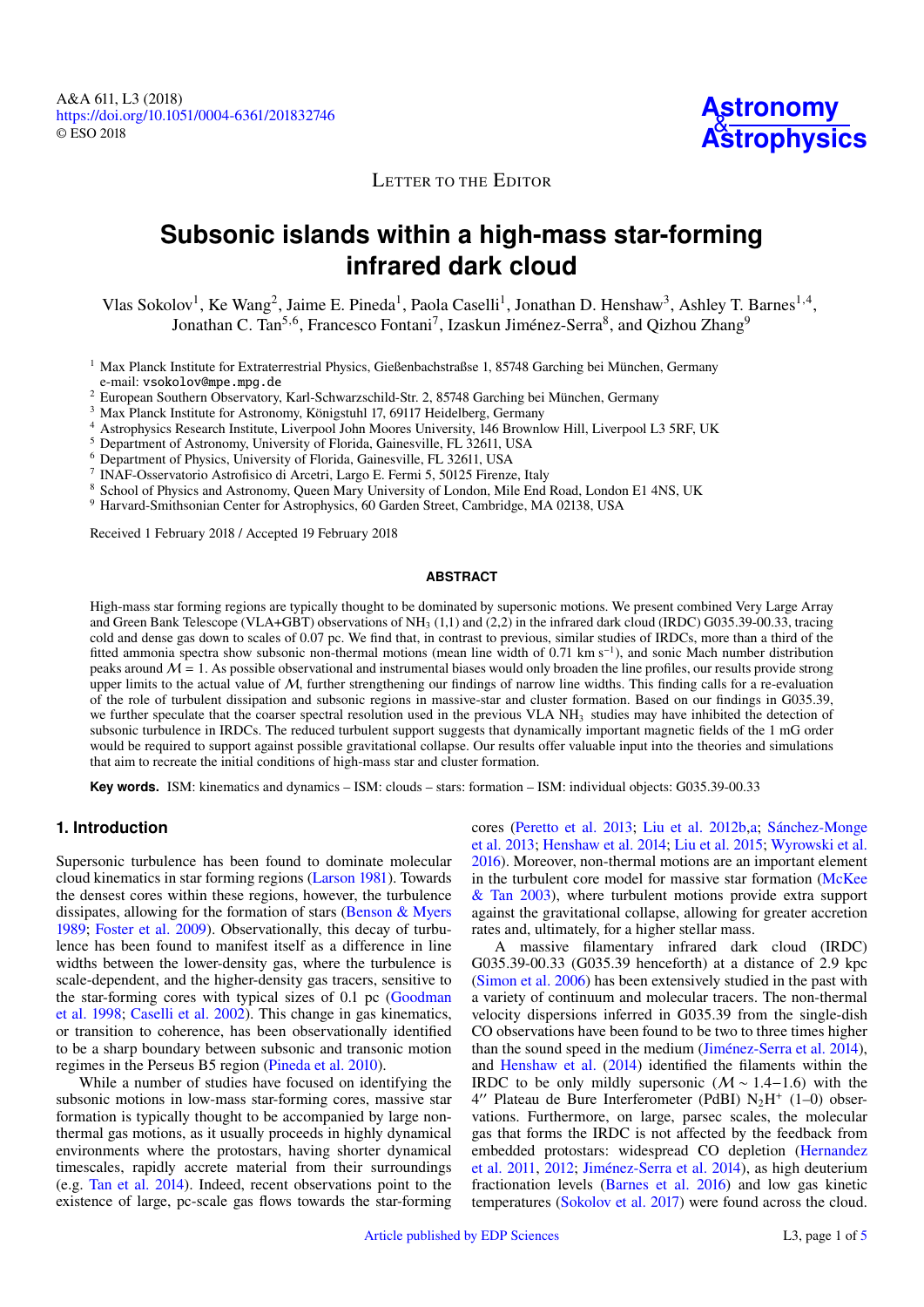# Subsonic islands within a high-mass star-forming infrared dark cloud

Vlas Sokolov[1], Ke Wang[2], Jaime E. Pineda[1], Paola Caselli[1], Jonathan D. Henshaw[3], Ashley T. Barnes[1,4], Jonathan C. Tan[5,6], Francesco Fontani[7], Izaskun Jiménez-Serra[8], and Qizhou Zhang[9]

[1] Max Planck Institute for Extraterrestrial Physics, Gießenbachstraße 1, 85748 Garching bei München, Germany
e-mail: vsokolov@mpe.mpg.de
[2] European Southern Observatory, Karl-Schwarzschild-Str. 2, 85748 Garching bei München, Germany
[3] Max Planck Institute for Astronomy, Königstuhl 17, 69117 Heidelberg, Germany
[4] Astrophysics Research Institute, Liverpool John Moores University, 146 Brownlow Hill, Liverpool L3 5RF, UK
[5] Department of Astronomy, University of Florida, Gainesville, FL 32611, USA
[6] Department of Physics, University of Florida, Gainesville, FL 32611, USA
[7] INAF-Osservatorio Astrofisico di Arcetri, Largo E. Fermi 5, 50125 Firenze, Italy
[8] School of Physics and Astronomy, Queen Mary University of London, Mile End Road, London E1 4NS, UK
[9] Harvard-Smithsonian Center for Astrophysics, 60 Garden Street, Cambridge, MA 02138, USA

Received 1 February 2018 / Accepted 19 February 2018

## ABSTRACT

High-mass star forming regions are typically thought to be dominated by supersonic motions. We present combined Very Large Array and Green Bank Telescope (VLA+GBT) observations of $NH_3$ (1,1) and (2,2) in the infrared dark cloud (IRDC) G035.39-00.33, tracing cold and dense gas down to scales of 0.07 pc. We find that, in contrast to previous, similar studies of IRDCs, more than a third of the fitted ammonia spectra show subsonic non-thermal motions (mean line width of 0.71 km $s^{-1}$), and sonic Mach number distribution peaks around $\mathcal{M} = 1$. As possible observational and instrumental biases would only broaden the line profiles, our results provide strong upper limits to the actual value of $\mathcal{M}$, further strengthening our findings of narrow line widths. This finding calls for a re-evaluation of the role of turbulent dissipation and subsonic regions in massive-star and cluster formation. Based on our findings in G035.39, we further speculate that the coarser spectral resolution used in the previous VLA $NH_3$ studies may have inhibited the detection of subsonic turbulence in IRDCs. The reduced turbulent support suggests that dynamically important magnetic fields of the 1 mG order would be required to support against possible gravitational collapse. Our results offer valuable input into the theories and simulations that aim to recreate the initial conditions of high-mass star and cluster formation.

**Key words.** ISM: kinematics and dynamics – ISM: clouds – stars: formation – ISM: individual objects: G035.39-00.33

## 1. Introduction

Supersonic turbulence has been found to dominate molecular cloud kinematics in star forming regions (Larson 1981). Towards the densest cores within these regions, however, the turbulence dissipates, allowing for the formation of stars (Benson & Myers 1989; Foster et al. 2009). Observationally, this decay of turbulence has been found to manifest itself as a difference in line widths between the lower-density gas, where the turbulence is scale-dependent, and the higher-density gas tracers, sensitive to the star-forming cores with typical sizes of 0.1 pc (Goodman et al. 1998; Caselli et al. 2002). This change in gas kinematics, or transition to coherence, has been observationally identified to be a sharp boundary between subsonic and transonic motion regimes in the Perseus B5 region (Pineda et al. 2010).

While a number of studies have focused on identifying the subsonic motions in low-mass star-forming cores, massive star formation is typically thought to be accompanied by large non-thermal gas motions, as it usually proceeds in highly dynamical environments where the protostars, having shorter dynamical timescales, rapidly accrete material from their surroundings (e.g. Tan et al. 2014). Indeed, recent observations point to the existence of large, pc-scale gas flows towards the star-forming cores (Peretto et al. 2013; Liu et al. 2012b,a; Sánchez-Monge et al. 2013; Henshaw et al. 2014; Liu et al. 2015; Wyrowski et al. 2016). Moreover, non-thermal motions are an important element in the turbulent core model for massive star formation (McKee & Tan 2003), where turbulent motions provide extra support against the gravitational collapse, allowing for greater accretion rates and, ultimately, for a higher stellar mass.

A massive filamentary infrared dark cloud (IRDC) G035.39-00.33 (G035.39 henceforth) at a distance of 2.9 kpc (Simon et al. 2006) has been extensively studied in the past with a variety of continuum and molecular tracers. The non-thermal velocity dispersions inferred in G035.39 from the single-dish CO observations have been found to be two to three times higher than the sound speed in the medium (Jiménez-Serra et al. 2014), and Henshaw et al. (2014) identified the filaments within the IRDC to be only mildly supersonic ($\mathcal{M} \sim 1.4-1.6$) with the 4″ Plateau de Bure Interferometer (PdBI) $N_2H^+$ (1–0) observations. Furthermore, on large, parsec scales, the molecular gas that forms the IRDC is not affected by the feedback from embedded protostars: widespread CO depletion (Hernandez et al. 2011, 2012; Jiménez-Serra et al. 2014), as high deuterium fractionation levels (Barnes et al. 2016) and low gas kinetic temperatures (Sokolov et al. 2017) were found across the cloud.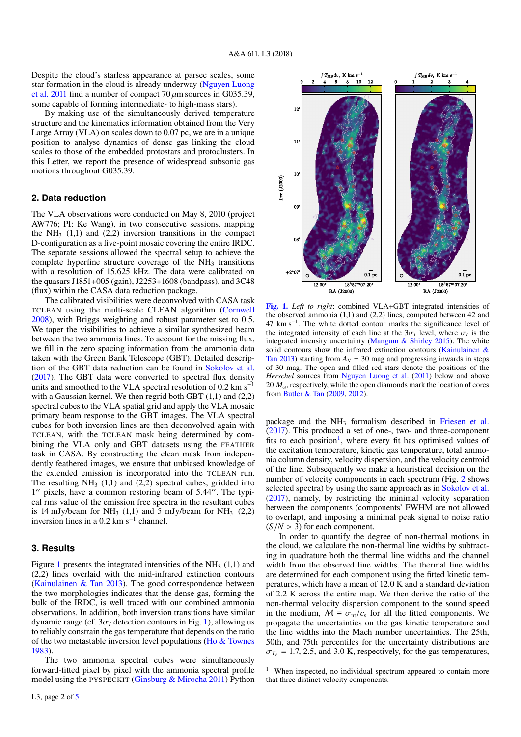Despite the cloud's starless appearance at parsec scales, some star formation in the cloud is already underway (Nguyen Luong et al. 2011 find a number of compact 70 $\mu$m sources in G035.39, some capable of forming intermediate- to high-mass stars).

By making use of the simultaneously derived temperature structure and the kinematics information obtained from the Very Large Array (VLA) on scales down to 0.07 pc, we are in a unique position to analyse dynamics of dense gas linking the cloud scales to those of the embedded protostars and protoclusters. In this Letter, we report the presence of widespread subsonic gas motions throughout G035.39.

## 2. Data reduction

The VLA observations were conducted on May 8, 2010 (project AW776; PI: Ke Wang), in two consecutive sessions, mapping the $NH_3$ (1,1) and (2,2) inversion transitions in the compact D-configuration as a five-point mosaic covering the entire IRDC. The separate sessions allowed the spectral setup to achieve the complete hyperfine structure coverage of the $NH_3$ transitions with a resolution of 15.625 kHz. The data were calibrated on the quasars J1851+005 (gain), J2253+1608 (bandpass), and 3C48 (flux) within the CASA data reduction package.

The calibrated visibilities were deconvolved with CASA task TCLEAN using the multi-scale CLEAN algorithm (Cornwell 2008), with Briggs weighting and robust parameter set to 0.5. We taper the visibilities to achieve a similar synthesized beam between the two ammonia lines. To account for the missing flux, we fill in the zero spacing information from the ammonia data taken with the Green Bank Telescope (GBT). Detailed description of the GBT data reduction can be found in Sokolov et al. (2017). The GBT data were converted to spectral flux density units and smoothed to the VLA spectral resolution of 0.2 km $s^{-1}$ with a Gaussian kernel. We then regrid both GBT (1,1) and (2,2) spectral cubes to the VLA spatial grid and apply the VLA mosaic primary beam response to the GBT images. The VLA spectral cubes for both inversion lines are then deconvolved again with TCLEAN, with the TCLEAN mask being determined by combining the VLA only and GBT datasets using the FEATHER task in CASA. By constructing the clean mask from independently feathered images, we ensure that unbiased knowledge of the extended emission is incorporated into the TCLEAN run. The resulting $NH_3$ (1,1) and (2,2) spectral cubes, gridded into $1''$ pixels, have a common restoring beam of $5.44''$. The typical rms value of the emission free spectra in the resultant cubes is 14 mJy/beam for $NH_3$ (1,1) and 5 mJy/beam for $NH_3$ (2,2) inversion lines in a 0.2 km $s^{-1}$ channel.

## 3. Results

Figure 1 presents the integrated intensities of the $NH_3$ (1,1) and (2,2) lines overlaid with the mid-infrared extinction contours (Kainulainen & Tan 2013). The good correspondence between the two morphologies indicates that the dense gas, forming the bulk of the IRDC, is well traced with our combined ammonia observations. In addition, both inversion transitions have similar dynamic range (cf. $3\sigma_I$ detection contours in Fig. 1), allowing us to reliably constrain the gas temperature that depends on the ratio of the two metastable inversion level populations (Ho & Townes 1983).

The two ammonia spectral cubes were simultaneously forward-fitted pixel by pixel with the ammonia spectral profile model using the PYSPECKIT (Ginsburg & Mirocha 2011) Python package and the $NH_3$ formalism described in Friesen et al. (2017). This produced a set of one-, two- and three-component fits to each position[1], where every fit has optimised values of the excitation temperature, kinetic gas temperature, total ammonia column density, velocity dispersion, and the velocity centroid of the line. Subsequently we make a heuristical decision on the number of velocity components in each spectrum (Fig. 2 shows selected spectra) by using the same approach as in Sokolov et al. (2017), namely, by restricting the minimal velocity separation between the components (components' FWHM are not allowed to overlap), and imposing a minimal peak signal to noise ratio ($S/N > 3$) for each component.

**Fig. 1.** *Left to right*: combined VLA+GBT integrated intensities of the observed ammonia (1,1) and (2,2) lines, computed between 42 and 47 km $s^{-1}$. The white dotted contour marks the significance level of the integrated intensity of each line at the $3\sigma_I$ level, where $\sigma_I$ is the integrated intensity uncertainty (Mangum & Shirley 2015). The white solid contours show the infrared extinction contours (Kainulainen & Tan 2013) starting from $A_V$ = 30 mag and progressing inwards in steps of 30 mag. The open and filled red stars denote the positions of the *Herschel* sources from Nguyen Luong et al. (2011) below and above 20 $M_\odot$, respectively, while the open diamonds mark the location of cores from Butler & Tan (2009, 2012).

In order to quantify the degree of non-thermal motions in the cloud, we calculate the non-thermal line widths by subtracting in quadrature both the thermal line widths and the channel width from the observed line widths. The thermal line widths are determined for each component using the fitted kinetic temperatures, which have a mean of 12.0 K and a standard deviation of 2.2 K across the entire map. We then derive the ratio of the non-thermal velocity dispersion component to the sound speed in the medium, $\mathcal{M} \equiv \sigma_{nt}/c_s$ for all the fitted components. We propagate the uncertainties on the gas kinetic temperature and the line widths into the Mach number uncertainties. The 25th, 50th, and 75th percentiles for the uncertainty distributions are $\sigma_{T_d}$ = 1.7, 2.5, and 3.0 K, respectively, for the gas temperatures,

[1] When inspected, no individual spectrum appeared to contain more that three distinct velocity components.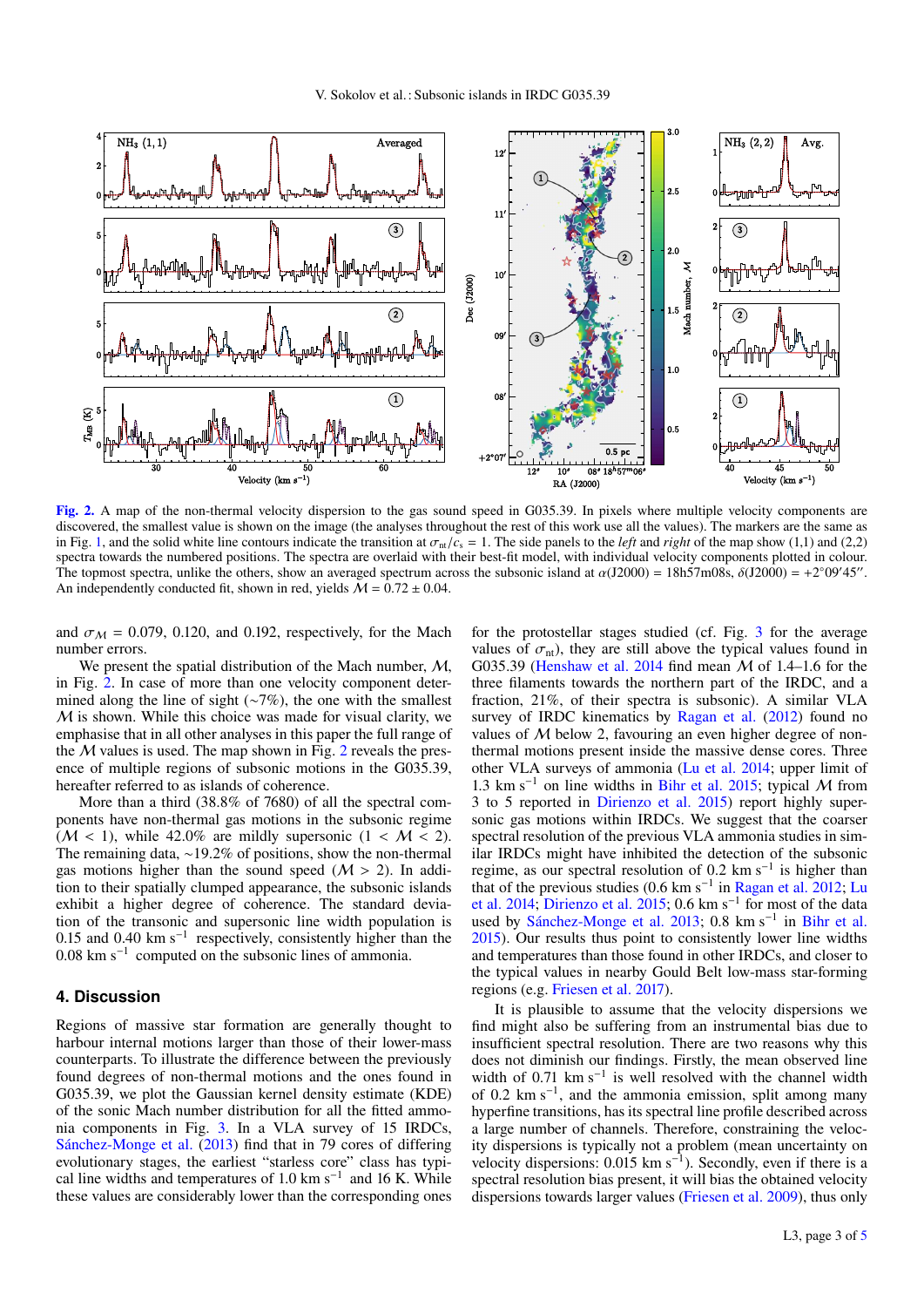Fig. 2. A map of the non-thermal velocity dispersion to the gas sound speed in G035.39. In pixels where multiple velocity components are discovered, the smallest value is shown on the image (the analyses throughout the rest of this work use all the values). The markers are the same as in Fig. 1, and the solid white line contours indicate the transition at $\sigma_{\rm nt}/c_{\rm s} = 1$. The side panels to the *left* and *right* of the map show (1,1) and (2,2) spectra towards the numbered positions. The spectra are overlaid with their best-fit model, with individual velocity components plotted in colour. The topmost spectra, unlike the others, show an averaged spectrum across the subsonic island at $\alpha$(J2000) = 18h57m08s, $\delta$(J2000) = +2°09′45″. An independently conducted fit, shown in red, yields $\mathcal{M} = 0.72 \pm 0.04$.

and $\sigma_{\mathcal{M}} = 0.079$, 0.120, and 0.192, respectively, for the Mach number errors.

We present the spatial distribution of the Mach number, $\mathcal{M}$, in Fig. 2. In case of more than one velocity component determined along the line of sight (~7%), the one with the smallest $\mathcal{M}$ is shown. While this choice was made for visual clarity, we emphasise that in all other analyses in this paper the full range of the $\mathcal{M}$ values is used. The map shown in Fig. 2 reveals the presence of multiple regions of subsonic motions in the G035.39, hereafter referred to as islands of coherence.

More than a third (38.8% of 7680) of all the spectral components have non-thermal gas motions in the subsonic regime ($\mathcal{M} < 1$), while 42.0% are mildly supersonic ($1 < \mathcal{M} < 2$). The remaining data, ~19.2% of positions, show the non-thermal gas motions higher than the sound speed ($\mathcal{M} > 2$). In addition to their spatially clumped appearance, the subsonic islands exhibit a higher degree of coherence. The standard deviation of the transonic and supersonic line width population is 0.15 and 0.40 km s$^{-1}$ respectively, consistently higher than the 0.08 km s$^{-1}$ computed on the subsonic lines of ammonia.

## 4. Discussion

Regions of massive star formation are generally thought to harbour internal motions larger than those of their lower-mass counterparts. To illustrate the difference between the previously found degrees of non-thermal motions and the ones found in G035.39, we plot the Gaussian kernel density estimate (KDE) of the sonic Mach number distribution for all the fitted ammonia components in Fig. 3. In a VLA survey of 15 IRDCs, Sánchez-Monge et al. (2013) find that in 79 cores of differing evolutionary stages, the earliest "starless core" class has typical line widths and temperatures of 1.0 km s$^{-1}$ and 16 K. While these values are considerably lower than the corresponding ones for the protostellar stages studied (cf. Fig. 3 for the average values of $\sigma_{\rm nt}$), they are still above the typical values found in G035.39 (Henshaw et al. 2014 find mean $\mathcal{M}$ of 1.4–1.6 for the three filaments towards the northern part of the IRDC, and a fraction, 21%, of their spectra is subsonic). A similar VLA survey of IRDC kinematics by Ragan et al. (2012) found no values of $\mathcal{M}$ below 2, favouring an even higher degree of non-thermal motions present inside the massive dense cores. Three other VLA surveys of ammonia (Lu et al. 2014; upper limit of 1.3 km s$^{-1}$ on line widths in Bihr et al. 2015; typical $\mathcal{M}$ from 3 to 5 reported in Dirienzo et al. 2015) report highly supersonic gas motions within IRDCs. We suggest that the coarser spectral resolution of the previous VLA ammonia studies in similar IRDCs might have inhibited the detection of the subsonic regime, as our spectral resolution of 0.2 km s$^{-1}$ is higher than that of the previous studies (0.6 km s$^{-1}$ in Ragan et al. 2012; Lu et al. 2014; Dirienzo et al. 2015; 0.6 km s$^{-1}$ for most of the data used by Sánchez-Monge et al. 2013; 0.8 km s$^{-1}$ in Bihr et al. 2015). Our results thus point to consistently lower line widths and temperatures than those found in other IRDCs, and closer to the typical values in nearby Gould Belt low-mass star-forming regions (e.g. Friesen et al. 2017).

It is plausible to assume that the velocity dispersions we find might also be suffering from an instrumental bias due to insufficient spectral resolution. There are two reasons why this does not diminish our findings. Firstly, the mean observed line width of 0.71 km s$^{-1}$ is well resolved with the channel width of 0.2 km s$^{-1}$, and the ammonia emission, split among many hyperfine transitions, has its spectral line profile described across a large number of channels. Therefore, constraining the velocity dispersions is typically not a problem (mean uncertainty on velocity dispersions: 0.015 km s$^{-1}$). Secondly, even if there is a spectral resolution bias present, it will bias the obtained velocity dispersions towards larger values (Friesen et al. 2009), thus only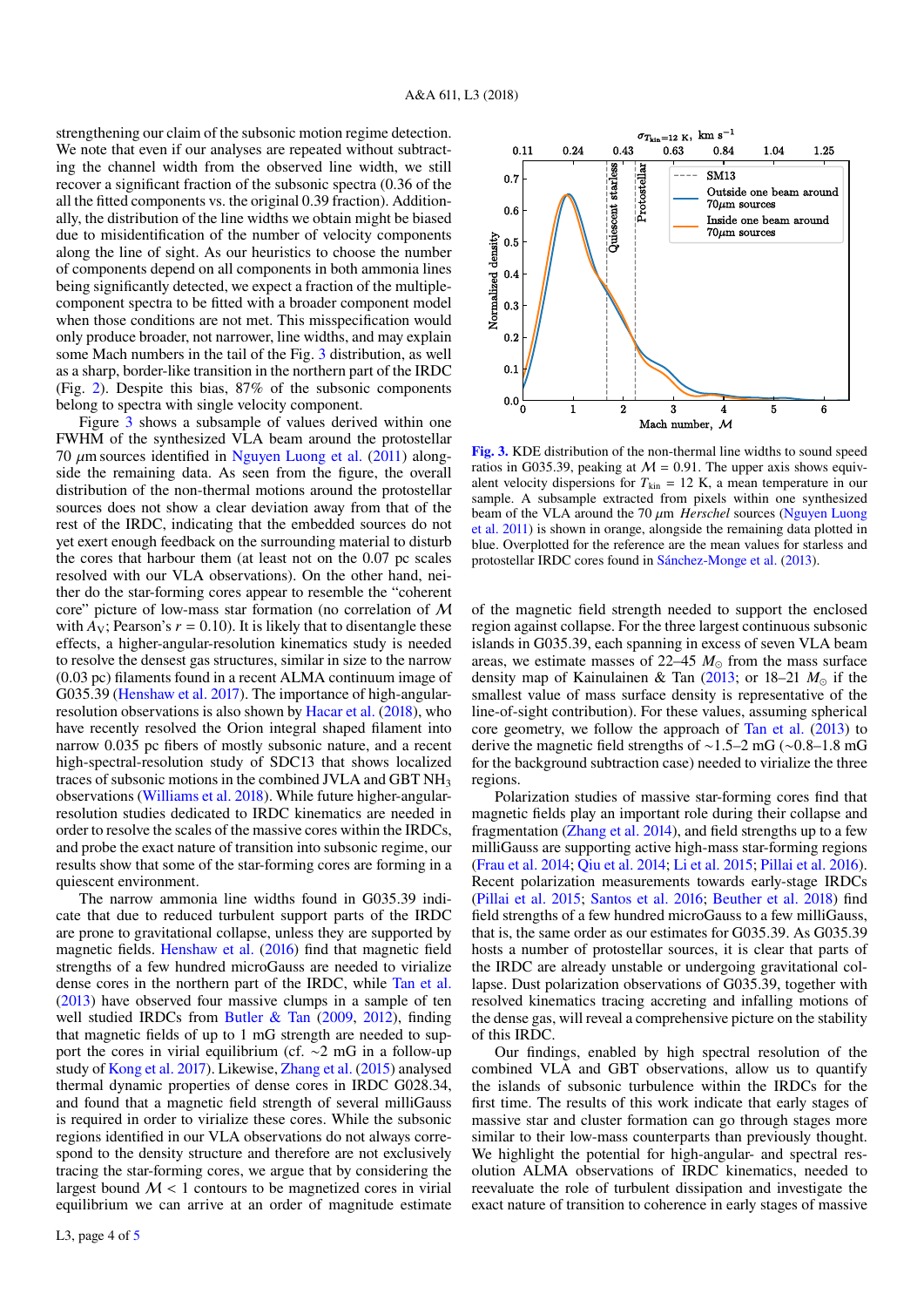strengthening our claim of the subsonic motion regime detection. We note that even if our analyses are repeated without subtracting the channel width from the observed line width, we still recover a significant fraction of the subsonic spectra (0.36 of the all the fitted components vs. the original 0.39 fraction). Additionally, the distribution of the line widths we obtain might be biased due to misidentification of the number of velocity components along the line of sight. As our heuristics to choose the number of components depend on all components in both ammonia lines being significantly detected, we expect a fraction of the multiple-component spectra to be fitted with a broader component model when those conditions are not met. This misspecification would only produce broader, not narrower, line widths, and may explain some Mach numbers in the tail of the Fig. 3 distribution, as well as a sharp, border-like transition in the northern part of the IRDC (Fig. 2). Despite this bias, 87% of the subsonic components belong to spectra with single velocity component.

Figure 3 shows a subsample of values derived within one FWHM of the synthesized VLA beam around the protostellar 70 $\mu$m sources identified in Nguyen Luong et al. (2011) alongside the remaining data. As seen from the figure, the overall distribution of the non-thermal motions around the protostellar sources does not show a clear deviation away from that of the rest of the IRDC, indicating that the embedded sources do not yet exert enough feedback on the surrounding material to disturb the cores that harbour them (at least not on the 0.07 pc scales resolved with our VLA observations). On the other hand, neither do the star-forming cores appear to resemble the "coherent core" picture of low-mass star formation (no correlation of $\mathcal{M}$ with $A_V$; Pearson's $r = 0.10$). It is likely that to disentangle these effects, a higher-angular-resolution kinematics study is needed to resolve the densest gas structures, similar in size to the narrow (0.03 pc) filaments found in a recent ALMA continuum image of G035.39 (Henshaw et al. 2017). The importance of high-angular-resolution observations is also shown by Hacar et al. (2018), who have recently resolved the Orion integral shaped filament into narrow 0.035 pc fibers of mostly subsonic nature, and a recent high-spectral-resolution study of SDC13 that shows localized traces of subsonic motions in the combined JVLA and GBT $NH_3$ observations (Williams et al. 2018). While future higher-angular-resolution studies dedicated to IRDC kinematics are needed in order to resolve the scales of the massive cores within the IRDCs, and probe the exact nature of transition into subsonic regime, our results show that some of the star-forming cores are forming in a quiescent environment.

The narrow ammonia line widths found in G035.39 indicate that due to reduced turbulent support parts of the IRDC are prone to gravitational collapse, unless they are supported by magnetic fields. Henshaw et al. (2016) find that magnetic field strengths of a few hundred microGauss are needed to virialize dense cores in the northern part of the IRDC, while Tan et al. (2013) have observed four massive clumps in a sample of ten well studied IRDCs from Butler & Tan (2009, 2012), finding that magnetic fields of up to 1 mG strength are needed to support the cores in virial equilibrium (cf. ~2 mG in a follow-up study of Kong et al. 2017). Likewise, Zhang et al. (2015) analysed thermal dynamic properties of dense cores in IRDC G028.34, and found that a magnetic field strength of several milliGauss is required in order to virialize these cores. While the subsonic regions identified in our VLA observations do not always correspond to the density structure and therefore are not exclusively tracing the star-forming cores, we argue that by considering the largest bound $\mathcal{M} < 1$ contours to be magnetized cores in virial equilibrium we can arrive at an order of magnitude estimate of the magnetic field strength needed to support the enclosed region against collapse. For the three largest continuous subsonic islands in G035.39, each spanning in excess of seven VLA beam areas, we estimate masses of 22–45 $M_\odot$ from the mass surface density map of Kainulainen & Tan (2013; or 18–21 $M_\odot$ if the smallest value of mass surface density is representative of the line-of-sight contribution). For these values, assuming spherical core geometry, we follow the approach of Tan et al. (2013) to derive the magnetic field strengths of ~1.5–2 mG (~0.8–1.8 mG for the background subtraction case) needed to virialize the three regions.

Fig. 3. KDE distribution of the non-thermal line widths to sound speed ratios in G035.39, peaking at $\mathcal{M} = 0.91$. The upper axis shows equivalent velocity dispersions for $T_{\rm kin}$ = 12 K, a mean temperature in our sample. A subsample extracted from pixels within one synthesized beam of the VLA around the 70 $\mu$m *Herschel* sources (Nguyen Luong et al. 2011) is shown in orange, alongside the remaining data plotted in blue. Overplotted for the reference are the mean values for starless and protostellar IRDC cores found in Sánchez-Monge et al. (2013).

Polarization studies of massive star-forming cores find that magnetic fields play an important role during their collapse and fragmentation (Zhang et al. 2014), and field strengths up to a few milliGauss are supporting active high-mass star-forming regions (Frau et al. 2014; Qiu et al. 2014; Li et al. 2015; Pillai et al. 2016). Recent polarization measurements towards early-stage IRDCs (Pillai et al. 2015; Santos et al. 2016; Beuther et al. 2018) find field strengths of a few hundred microGauss to a few milliGauss, that is, the same order as our estimates for G035.39. As G035.39 hosts a number of protostellar sources, it is clear that parts of the IRDC are already unstable or undergoing gravitational collapse. Dust polarization observations of G035.39, together with resolved kinematics tracing accreting and infalling motions of the dense gas, will reveal a comprehensive picture on the stability of this IRDC.

Our findings, enabled by high spectral resolution of the combined VLA and GBT observations, allow us to quantify the islands of subsonic turbulence within the IRDCs for the first time. The results of this work indicate that early stages of massive star and cluster formation can go through stages more similar to their low-mass counterparts than previously thought. We highlight the potential for high-angular- and spectral resolution ALMA observations of IRDC kinematics, needed to reevaluate the role of turbulent dissipation and investigate the exact nature of transition to coherence in early stages of massive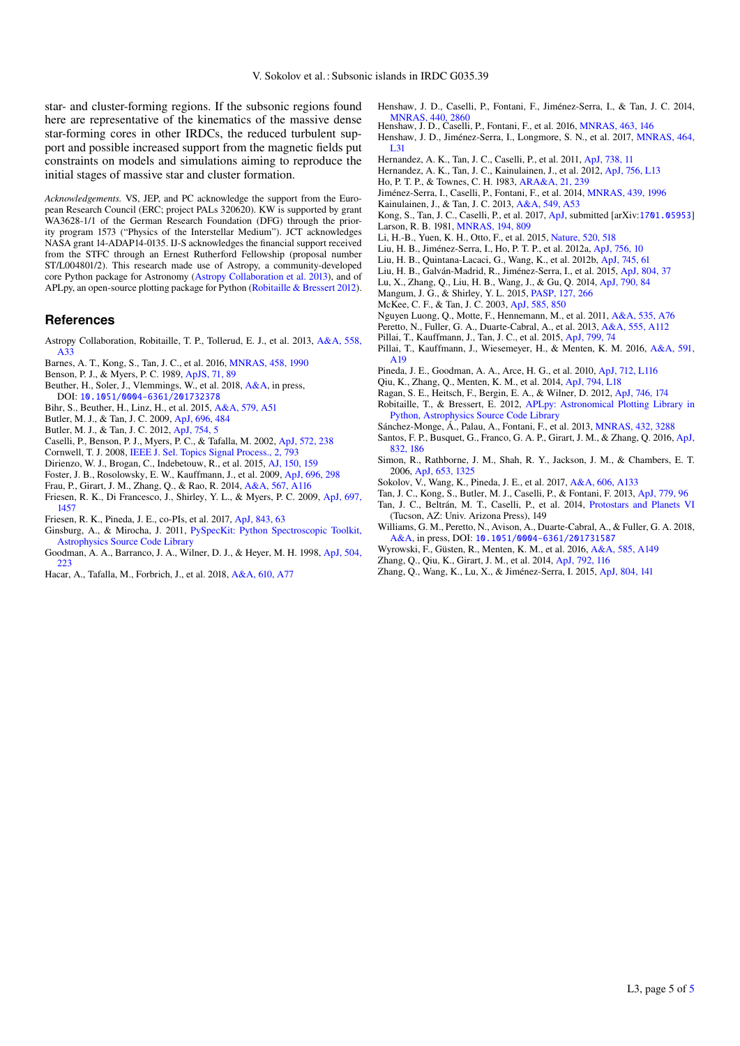star- and cluster-forming regions. If the subsonic regions found here are representative of the kinematics of the massive dense star-forming cores in other IRDCs, the reduced turbulent support and possible increased support from the magnetic fields put constraints on models and simulations aiming to reproduce the initial stages of massive star and cluster formation.

*Acknowledgements.* VS, JEP, and PC acknowledge the support from the European Research Council (ERC; project PALs 320620). KW is supported by grant WA3628-1/1 of the German Research Foundation (DFG) through the priority program 1573 ("Physics of the Interstellar Medium"). JCT acknowledges NASA grant 14-ADAP14-0135. IJ-S acknowledges the financial support received from the STFC through an Ernest Rutherford Fellowship (proposal number ST/L004801/2). This research made use of Astropy, a community-developed core Python package for Astronomy (Astropy Collaboration et al. 2013), and of APLpy, an open-source plotting package for Python (Robitaille & Bressert 2012).

## References

Astropy Collaboration, Robitaille, T. P., Tollerud, E. J., et al. 2013, A&A, 558, A33
Barnes, A. T., Kong, S., Tan, J. C., et al. 2016, MNRAS, 458, 1990
Benson, P. J., & Myers, P. C. 1989, ApJS, 71, 89
Beuther, H., Soler, J., Vlemmings, W., et al. 2018, A&A, in press, DOI: 10.1051/0004-6361/201732378
Bihr, S., Beuther, H., Linz, H., et al. 2015, A&A, 579, A51
Butler, M. J., & Tan, J. C. 2009, ApJ, 696, 484
Butler, M. J., & Tan, J. C. 2012, ApJ, 754, 5
Caselli, P., Benson, P. J., Myers, P. C., & Tafalla, M. 2002, ApJ, 572, 238
Cornwell, T. J. 2008, IEEE J. Sel. Topics Signal Process., 2, 793
Dirienzo, W. J., Brogan, C., Indebetouw, R., et al. 2015, AJ, 150, 159
Foster, J. B., Rosolowsky, E. W., Kauffmann, J., et al. 2009, ApJ, 696, 298
Frau, P., Girart, J. M., Zhang, Q., & Rao, R. 2014, A&A, 567, A116
Friesen, R. K., Di Francesco, J., Shirley, Y. L., & Myers, P. C. 2009, ApJ, 697, 1457
Friesen, R. K., Pineda, J. E., co-PIs, et al. 2017, ApJ, 843, 63
Ginsburg, A., & Mirocha, J. 2011, PySpecKit: Python Spectroscopic Toolkit, Astrophysics Source Code Library
Goodman, A. A., Barranco, J. A., Wilner, D. J., & Heyer, M. H. 1998, ApJ, 504, 223
Hacar, A., Tafalla, M., Forbrich, J., et al. 2018, A&A, 610, A77
Henshaw, J. D., Caselli, P., Fontani, F., Jiménez-Serra, I., & Tan, J. C. 2014, MNRAS, 440, 2860
Henshaw, J. D., Caselli, P., Fontani, F., et al. 2016, MNRAS, 463, 146
Henshaw, J. D., Jiménez-Serra, I., Longmore, S. N., et al. 2017, MNRAS, 464, L31
Hernandez, A. K., Tan, J. C., Caselli, P., et al. 2011, ApJ, 738, 11
Hernandez, A. K., Tan, J. C., Kainulainen, J., et al. 2012, ApJ, 756, L13
Ho, P. T. P., & Townes, C. H. 1983, ARA&A, 21, 239
Jiménez-Serra, I., Caselli, P., Fontani, F., et al. 2014, MNRAS, 439, 1996
Kainulainen, J., & Tan, J. C. 2013, A&A, 549, A53
Kong, S., Tan, J. C., Caselli, P., et al. 2017, ApJ, submitted [arXiv:1701.05953]
Larson, R. B. 1981, MNRAS, 194, 809
Li, H.-B., Yuen, K. H., Otto, F., et al. 2015, Nature, 520, 518
Liu, H. B., Jiménez-Serra, I., Ho, P. T. P., et al. 2012a, ApJ, 756, 10
Liu, H. B., Quintana-Lacaci, G., Wang, K., et al. 2012b, ApJ, 745, 61
Liu, H. B., Galván-Madrid, R., Jiménez-Serra, I., et al. 2015, ApJ, 804, 37
Lu, X., Zhang, Q., Liu, H. B., Wang, J., & Gu, Q. 2014, ApJ, 790, 84
Mangum, J. G., & Shirley, Y. L. 2015, PASP, 127, 266
McKee, C. F., & Tan, J. C. 2003, ApJ, 585, 850
Nguyen Luong, Q., Motte, F., Hennemann, M., et al. 2011, A&A, 535, A76
Peretto, N., Fuller, G. A., Duarte-Cabral, A., et al. 2013, A&A, 555, A112
Pillai, T., Kauffmann, J., Tan, J. C., et al. 2015, ApJ, 799, 74
Pillai, T., Kauffmann, J., Wiesemeyer, H., & Menten, K. M. 2016, A&A, 591, A19
Pineda, J. E., Goodman, A. A., Arce, H. G., et al. 2010, ApJ, 712, L116
Qiu, K., Zhang, Q., Menten, K. M., et al. 2014, ApJ, 794, L18
Ragan, S. E., Heitsch, F., Bergin, E. A., & Wilner, D. 2012, ApJ, 746, 174
Robitaille, T., & Bressert, E. 2012, APLpy: Astronomical Plotting Library in Python, Astrophysics Source Code Library
Sánchez-Monge, Á., Palau, A., Fontani, F., et al. 2013, MNRAS, 432, 3288
Santos, F. P., Busquet, G., Franco, G. A. P., Girart, J. M., & Zhang, Q. 2016, ApJ, 832, 186
Simon, R., Rathborne, J. M., Shah, R. Y., Jackson, J. M., & Chambers, E. T. 2006, ApJ, 653, 1325
Sokolov, V., Wang, K., Pineda, J. E., et al. 2017, A&A, 606, A133
Tan, J. C., Kong, S., Butler, M. J., Caselli, P., & Fontani, F. 2013, ApJ, 779, 96
Tan, J. C., Beltrán, M. T., Caselli, P., et al. 2014, Protostars and Planets VI (Tucson, AZ: Univ. Arizona Press), 149
Williams, G. M., Peretto, N., Avison, A., Duarte-Cabral, A., & Fuller, G. A. 2018, A&A, in press, DOI: 10.1051/0004-6361/201731587
Wyrowski, F., Güsten, R., Menten, K. M., et al. 2016, A&A, 585, A149
Zhang, Q., Qiu, K., Girart, J. M., et al. 2014, ApJ, 792, 116
Zhang, Q., Wang, K., Lu, X., & Jiménez-Serra, I. 2015, ApJ, 804, 141